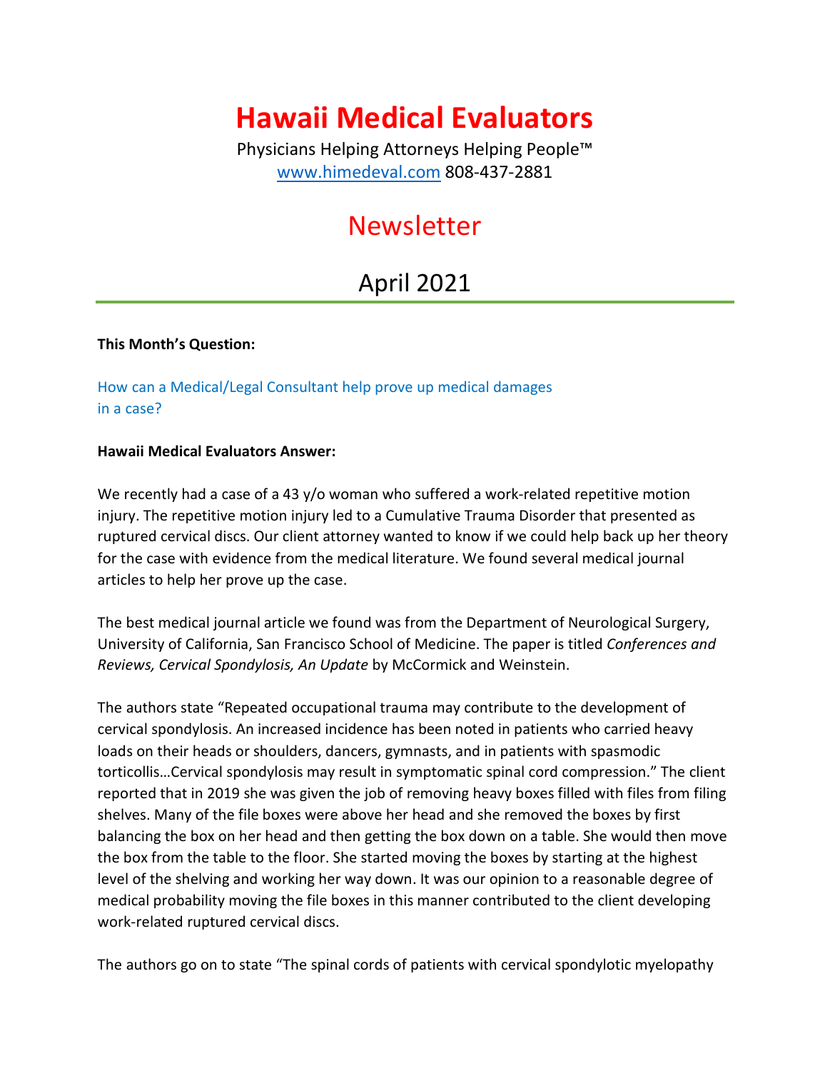# Hawaii Medical Evaluators

Physicians Helping Attorneys Helping People™
[www.himedeval.com](http://www.himedeval.com) 808-437-2881

## Newsletter

## April 2021

**This Month's Question:**

How can a Medical/Legal Consultant help prove up medical damages in a case?

**Hawaii Medical Evaluators Answer:**

We recently had a case of a 43 y/o woman who suffered a work-related repetitive motion injury. The repetitive motion injury led to a Cumulative Trauma Disorder that presented as ruptured cervical discs. Our client attorney wanted to know if we could help back up her theory for the case with evidence from the medical literature. We found several medical journal articles to help her prove up the case.

The best medical journal article we found was from the Department of Neurological Surgery, University of California, San Francisco School of Medicine. The paper is titled *Conferences and Reviews, Cervical Spondylosis, An Update* by McCormick and Weinstein.

The authors state "Repeated occupational trauma may contribute to the development of cervical spondylosis. An increased incidence has been noted in patients who carried heavy loads on their heads or shoulders, dancers, gymnasts, and in patients with spasmodic torticollis…Cervical spondylosis may result in symptomatic spinal cord compression." The client reported that in 2019 she was given the job of removing heavy boxes filled with files from filing shelves. Many of the file boxes were above her head and she removed the boxes by first balancing the box on her head and then getting the box down on a table. She would then move the box from the table to the floor. She started moving the boxes by starting at the highest level of the shelving and working her way down. It was our opinion to a reasonable degree of medical probability moving the file boxes in this manner contributed to the client developing work-related ruptured cervical discs.

The authors go on to state "The spinal cords of patients with cervical spondylotic myelopathy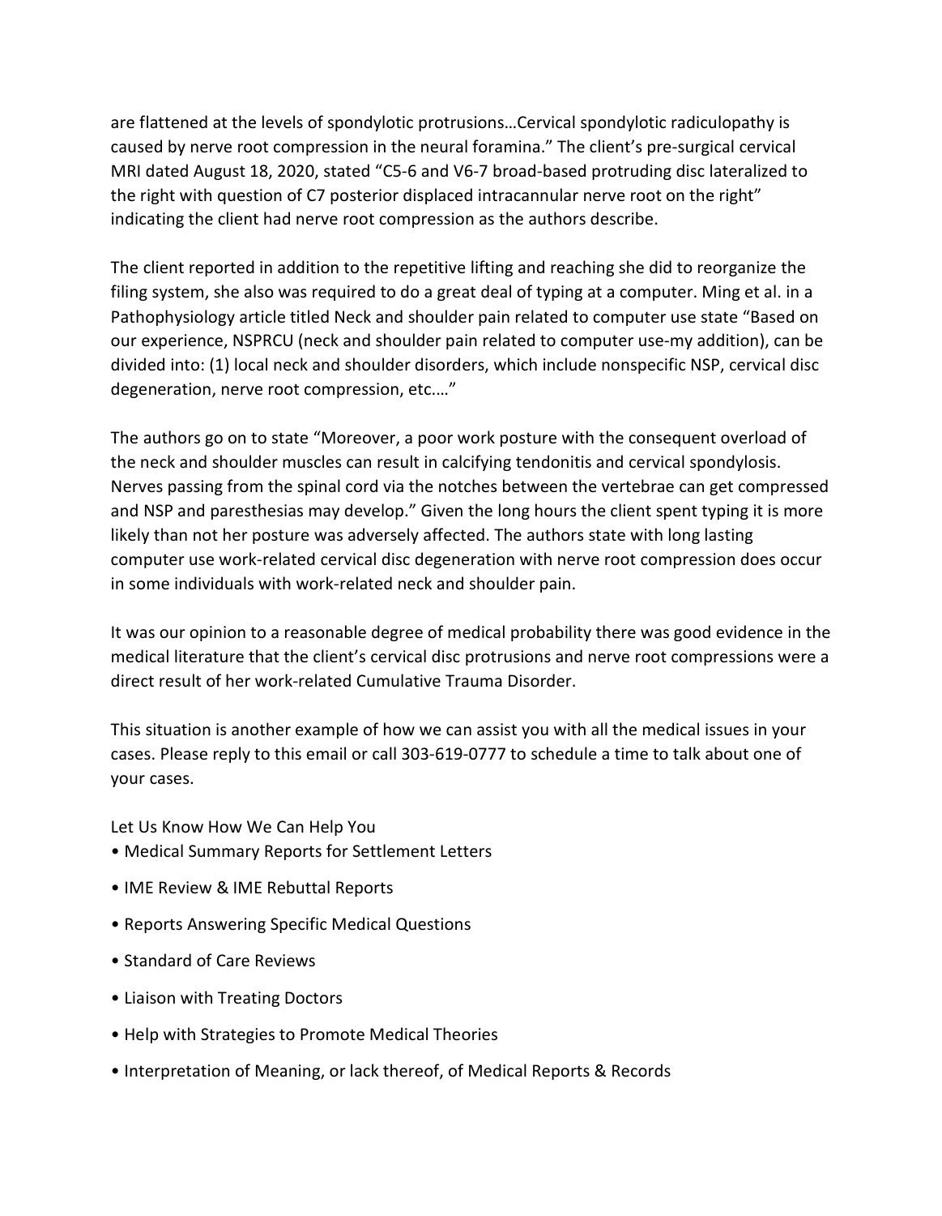are flattened at the levels of spondylotic protrusions…Cervical spondylotic radiculopathy is caused by nerve root compression in the neural foramina." The client's pre-surgical cervical MRI dated August 18, 2020, stated "C5-6 and V6-7 broad-based protruding disc lateralized to the right with question of C7 posterior displaced intracannular nerve root on the right" indicating the client had nerve root compression as the authors describe.

The client reported in addition to the repetitive lifting and reaching she did to reorganize the filing system, she also was required to do a great deal of typing at a computer. Ming et al. in a Pathophysiology article titled Neck and shoulder pain related to computer use state "Based on our experience, NSPRCU (neck and shoulder pain related to computer use-my addition), can be divided into: (1) local neck and shoulder disorders, which include nonspecific NSP, cervical disc degeneration, nerve root compression, etc.…"

The authors go on to state "Moreover, a poor work posture with the consequent overload of the neck and shoulder muscles can result in calcifying tendonitis and cervical spondylosis. Nerves passing from the spinal cord via the notches between the vertebrae can get compressed and NSP and paresthesias may develop." Given the long hours the client spent typing it is more likely than not her posture was adversely affected. The authors state with long lasting computer use work-related cervical disc degeneration with nerve root compression does occur in some individuals with work-related neck and shoulder pain.

It was our opinion to a reasonable degree of medical probability there was good evidence in the medical literature that the client's cervical disc protrusions and nerve root compressions were a direct result of her work-related Cumulative Trauma Disorder.

This situation is another example of how we can assist you with all the medical issues in your cases. Please reply to this email or call 303-619-0777 to schedule a time to talk about one of your cases.

Let Us Know How We Can Help You

- Medical Summary Reports for Settlement Letters
- IME Review & IME Rebuttal Reports
- Reports Answering Specific Medical Questions
- Standard of Care Reviews
- Liaison with Treating Doctors
- Help with Strategies to Promote Medical Theories
- Interpretation of Meaning, or lack thereof, of Medical Reports & Records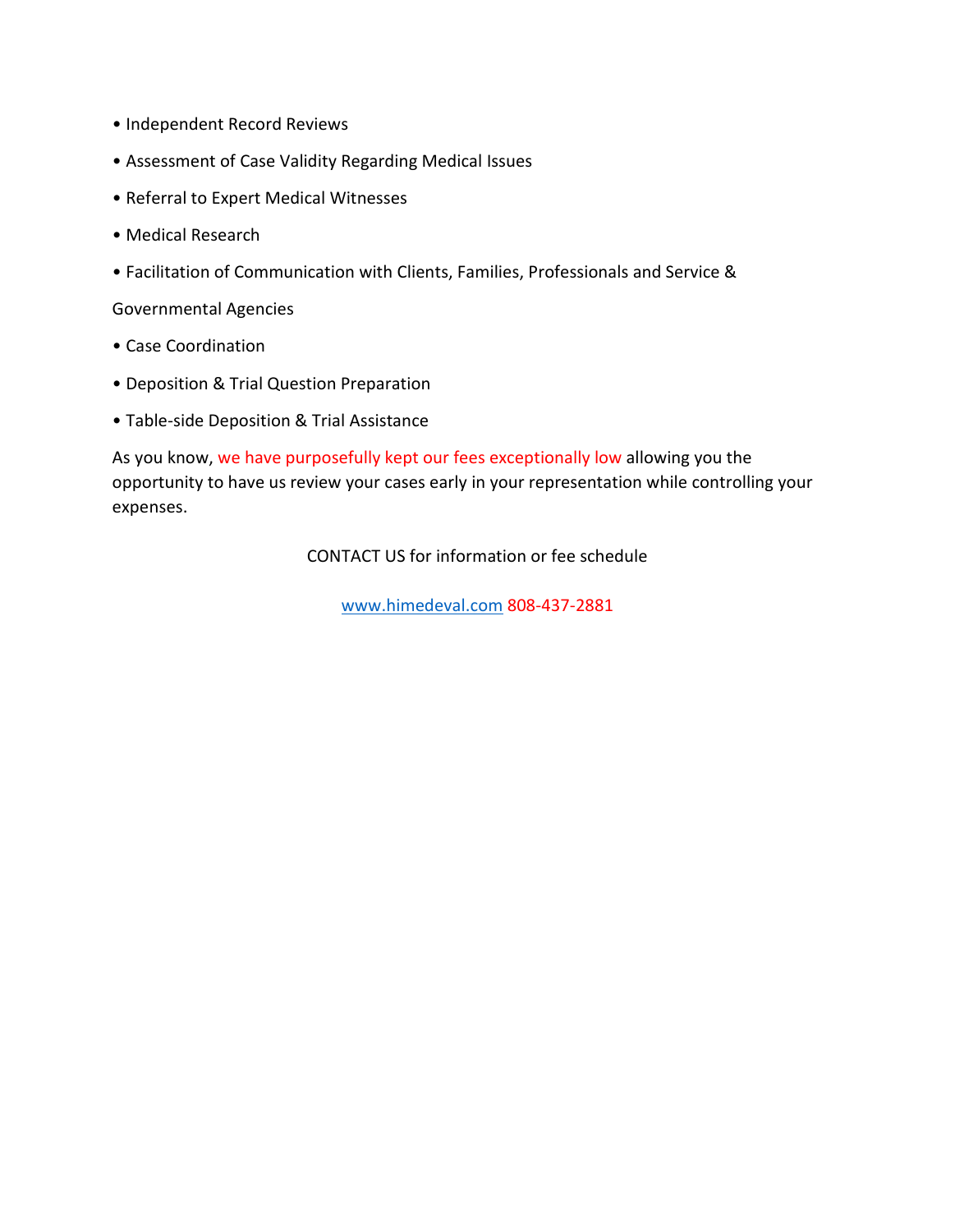- Independent Record Reviews
- Assessment of Case Validity Regarding Medical Issues
- Referral to Expert Medical Witnesses
- Medical Research
- Facilitation of Communication with Clients, Families, Professionals and Service & Governmental Agencies
- Case Coordination
- Deposition & Trial Question Preparation
- Table-side Deposition & Trial Assistance

As you know, we have purposefully kept our fees exceptionally low allowing you the opportunity to have us review your cases early in your representation while controlling your expenses.

CONTACT US for information or fee schedule

www.himedeval.com 808-437-2881